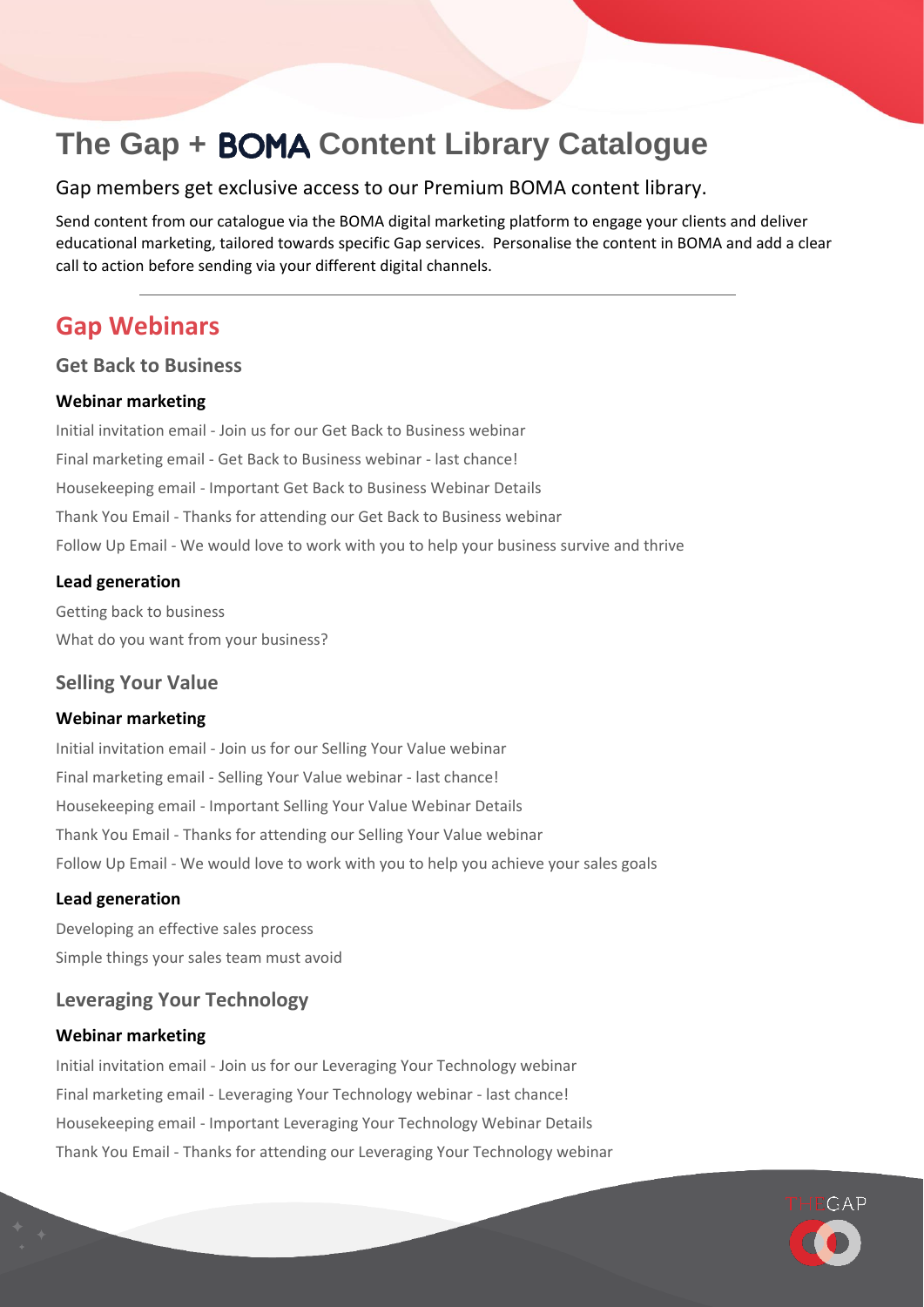# The Gap + BOMA Content Library Catalogue

Gap members get exclusive access to our Premium BOMA content library.

Send content from our catalogue via the BOMA digital marketing platform to engage your clients and deliver educational marketing, tailored towards specific Gap services. Personalise the content in BOMA and add a clear call to action before sending via your different digital channels.

---

## Gap Webinars

### Get Back to Business

#### Webinar marketing

Initial invitation email - Join us for our Get Back to Business webinar

Final marketing email - Get Back to Business webinar - last chance!

Housekeeping email - Important Get Back to Business Webinar Details

Thank You Email - Thanks for attending our Get Back to Business webinar

Follow Up Email - We would love to work with you to help your business survive and thrive

#### Lead generation

Getting back to business

What do you want from your business?

### Selling Your Value

#### Webinar marketing

Initial invitation email - Join us for our Selling Your Value webinar

Final marketing email - Selling Your Value webinar - last chance!

Housekeeping email - Important Selling Your Value Webinar Details

Thank You Email - Thanks for attending our Selling Your Value webinar

Follow Up Email - We would love to work with you to help you achieve your sales goals

#### Lead generation

Developing an effective sales process

Simple things your sales team must avoid

### Leveraging Your Technology

#### Webinar marketing

Initial invitation email - Join us for our Leveraging Your Technology webinar

Final marketing email - Leveraging Your Technology webinar - last chance!

Housekeeping email - Important Leveraging Your Technology Webinar Details

Thank You Email - Thanks for attending our Leveraging Your Technology webinar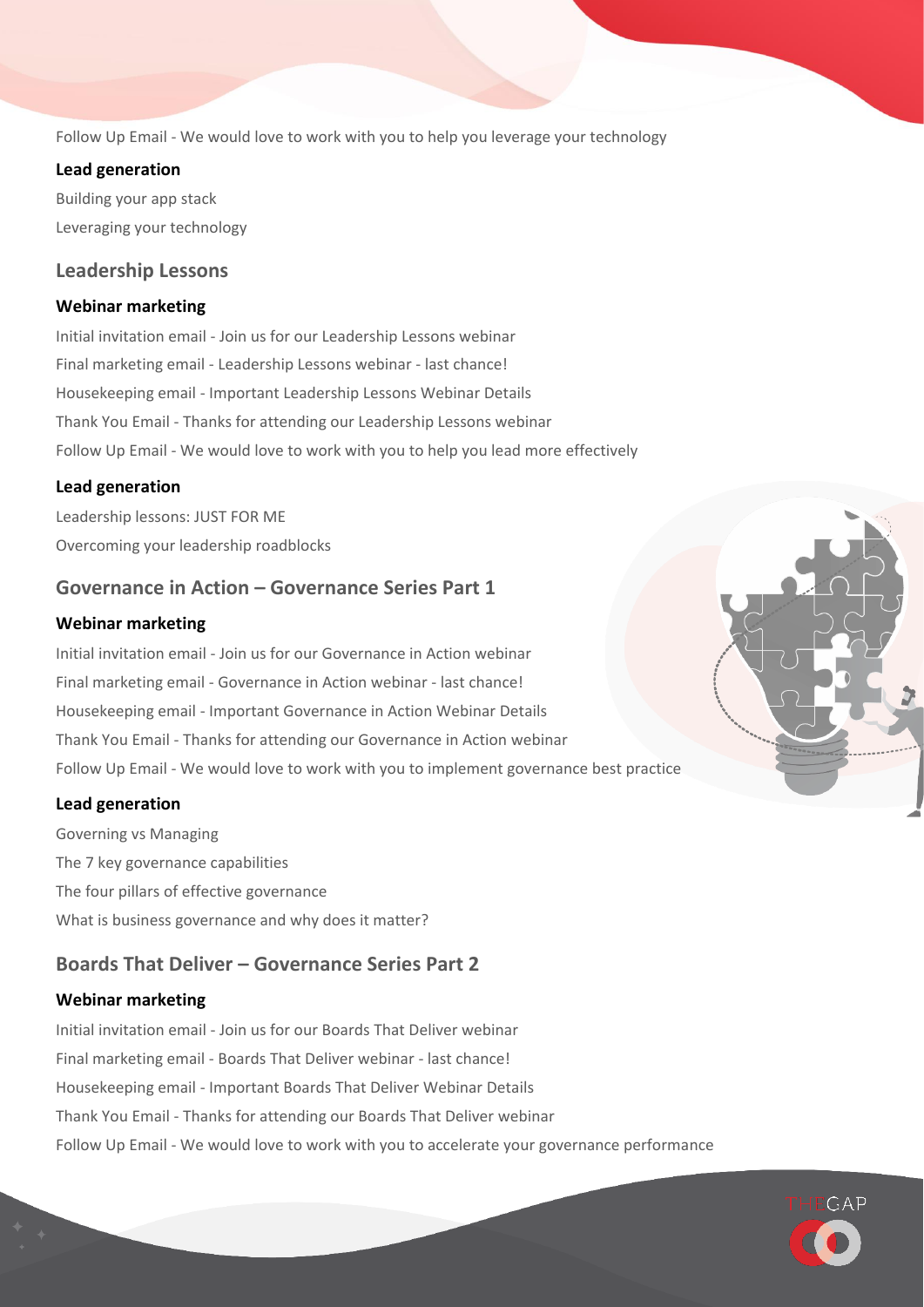Follow Up Email - We would love to work with you to help you leverage your technology

#### Lead generation

Building your app stack

Leveraging your technology

### Leadership Lessons

#### Webinar marketing

Initial invitation email - Join us for our Leadership Lessons webinar

Final marketing email - Leadership Lessons webinar - last chance!

Housekeeping email - Important Leadership Lessons Webinar Details

Thank You Email - Thanks for attending our Leadership Lessons webinar

Follow Up Email - We would love to work with you to help you lead more effectively

#### Lead generation

Leadership lessons: JUST FOR ME

Overcoming your leadership roadblocks

### Governance in Action – Governance Series Part 1

#### Webinar marketing

Initial invitation email - Join us for our Governance in Action webinar

Final marketing email - Governance in Action webinar - last chance!

Housekeeping email - Important Governance in Action Webinar Details

Thank You Email - Thanks for attending our Governance in Action webinar

Follow Up Email - We would love to work with you to implement governance best practice

#### Lead generation

Governing vs Managing

The 7 key governance capabilities

The four pillars of effective governance

What is business governance and why does it matter?

### Boards That Deliver – Governance Series Part 2

#### Webinar marketing

Initial invitation email - Join us for our Boards That Deliver webinar

Final marketing email - Boards That Deliver webinar - last chance!

Housekeeping email - Important Boards That Deliver Webinar Details

Thank You Email - Thanks for attending our Boards That Deliver webinar

Follow Up Email - We would love to work with you to accelerate your governance performance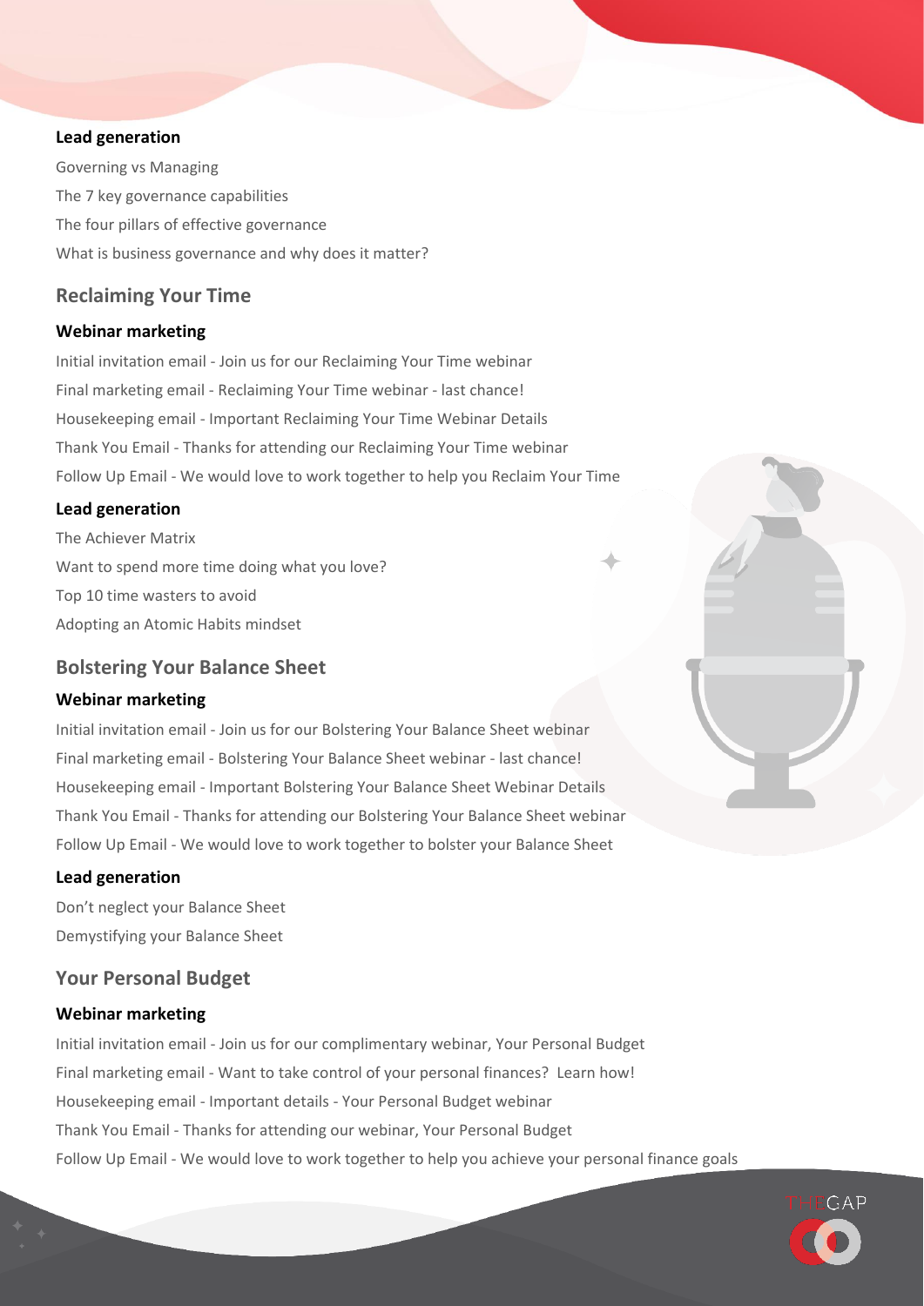#### Lead generation

Governing vs Managing

The 7 key governance capabilities

The four pillars of effective governance

What is business governance and why does it matter?

### Reclaiming Your Time

#### Webinar marketing

Initial invitation email - Join us for our Reclaiming Your Time webinar

Final marketing email - Reclaiming Your Time webinar - last chance!

Housekeeping email - Important Reclaiming Your Time Webinar Details

Thank You Email - Thanks for attending our Reclaiming Your Time webinar

Follow Up Email - We would love to work together to help you Reclaim Your Time

#### Lead generation

The Achiever Matrix

Want to spend more time doing what you love?

Top 10 time wasters to avoid

Adopting an Atomic Habits mindset

### Bolstering Your Balance Sheet

#### Webinar marketing

Initial invitation email - Join us for our Bolstering Your Balance Sheet webinar

Final marketing email - Bolstering Your Balance Sheet webinar - last chance!

Housekeeping email - Important Bolstering Your Balance Sheet Webinar Details

Thank You Email - Thanks for attending our Bolstering Your Balance Sheet webinar

Follow Up Email - We would love to work together to bolster your Balance Sheet

#### Lead generation

Don't neglect your Balance Sheet

Demystifying your Balance Sheet

### Your Personal Budget

#### Webinar marketing

Initial invitation email - Join us for our complimentary webinar, Your Personal Budget

Final marketing email - Want to take control of your personal finances? Learn how!

Housekeeping email - Important details - Your Personal Budget webinar

Thank You Email - Thanks for attending our webinar, Your Personal Budget

Follow Up Email - We would love to work together to help you achieve your personal finance goals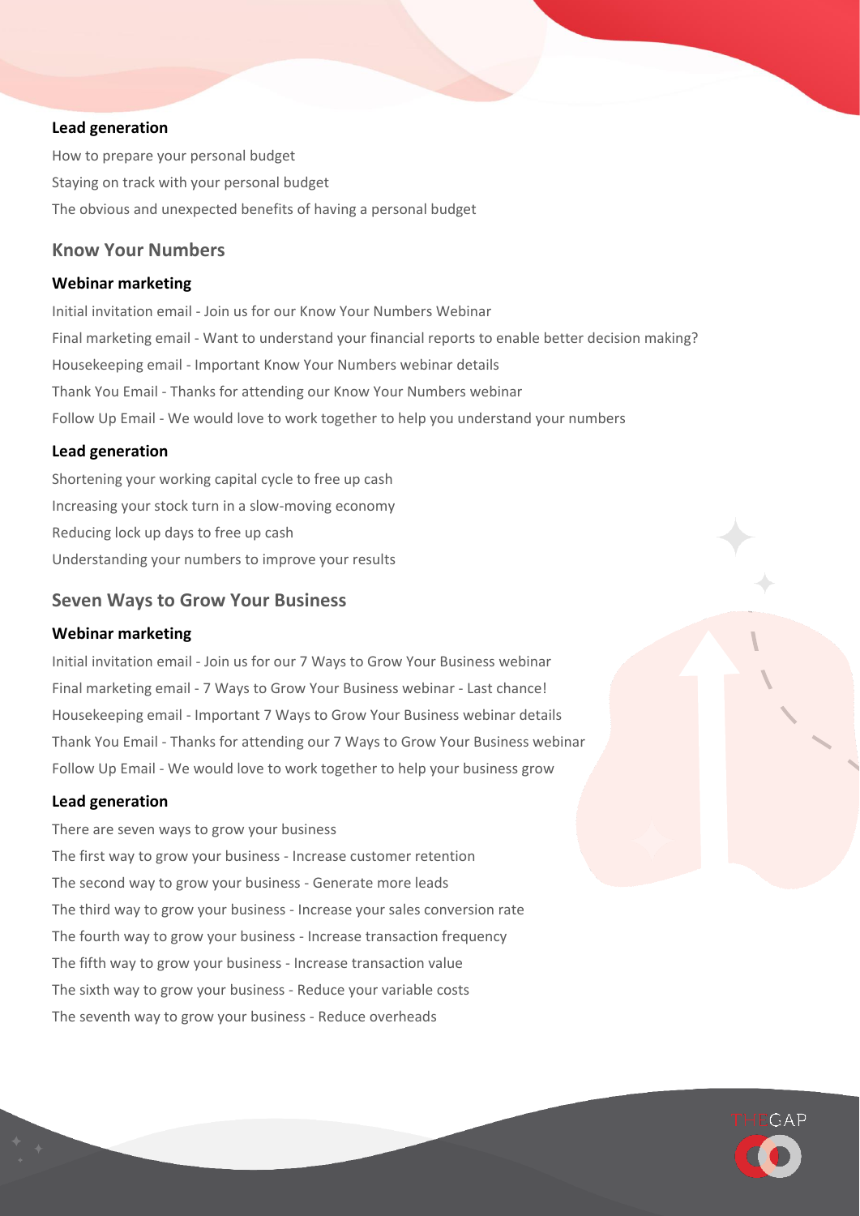#### Lead generation

How to prepare your personal budget

Staying on track with your personal budget

The obvious and unexpected benefits of having a personal budget

### Know Your Numbers

#### Webinar marketing

Initial invitation email - Join us for our Know Your Numbers Webinar

Final marketing email - Want to understand your financial reports to enable better decision making?

Housekeeping email - Important Know Your Numbers webinar details

Thank You Email - Thanks for attending our Know Your Numbers webinar

Follow Up Email - We would love to work together to help you understand your numbers

#### Lead generation

Shortening your working capital cycle to free up cash

Increasing your stock turn in a slow-moving economy

Reducing lock up days to free up cash

Understanding your numbers to improve your results

### Seven Ways to Grow Your Business

#### Webinar marketing

Initial invitation email - Join us for our 7 Ways to Grow Your Business webinar

Final marketing email - 7 Ways to Grow Your Business webinar - Last chance!

Housekeeping email - Important 7 Ways to Grow Your Business webinar details

Thank You Email - Thanks for attending our 7 Ways to Grow Your Business webinar

Follow Up Email - We would love to work together to help your business grow

#### Lead generation

There are seven ways to grow your business

The first way to grow your business - Increase customer retention

The second way to grow your business - Generate more leads

The third way to grow your business - Increase your sales conversion rate

The fourth way to grow your business - Increase transaction frequency

The fifth way to grow your business - Increase transaction value

The sixth way to grow your business - Reduce your variable costs

The seventh way to grow your business - Reduce overheads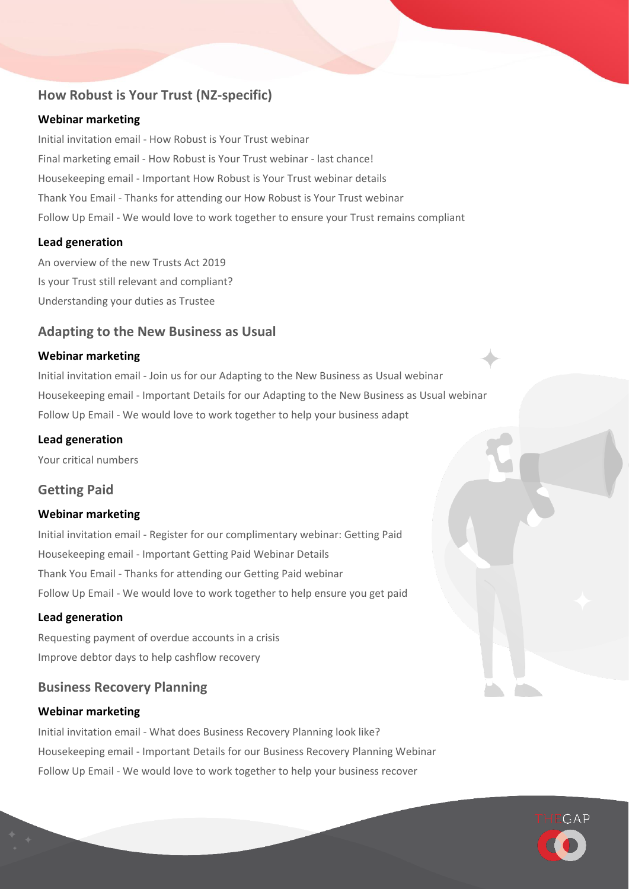## How Robust is Your Trust (NZ-specific)

### Webinar marketing

Initial invitation email - How Robust is Your Trust webinar

Final marketing email - How Robust is Your Trust webinar - last chance!

Housekeeping email - Important How Robust is Your Trust webinar details

Thank You Email - Thanks for attending our How Robust is Your Trust webinar

Follow Up Email - We would love to work together to ensure your Trust remains compliant

### Lead generation

An overview of the new Trusts Act 2019

Is your Trust still relevant and compliant?

Understanding your duties as Trustee

## Adapting to the New Business as Usual

### Webinar marketing

Initial invitation email - Join us for our Adapting to the New Business as Usual webinar

Housekeeping email - Important Details for our Adapting to the New Business as Usual webinar

Follow Up Email - We would love to work together to help your business adapt

### Lead generation

Your critical numbers

## Getting Paid

### Webinar marketing

Initial invitation email - Register for our complimentary webinar: Getting Paid

Housekeeping email - Important Getting Paid Webinar Details

Thank You Email - Thanks for attending our Getting Paid webinar

Follow Up Email - We would love to work together to help ensure you get paid

### Lead generation

Requesting payment of overdue accounts in a crisis

Improve debtor days to help cashflow recovery

## Business Recovery Planning

### Webinar marketing

Initial invitation email - What does Business Recovery Planning look like?

Housekeeping email - Important Details for our Business Recovery Planning Webinar

Follow Up Email - We would love to work together to help your business recover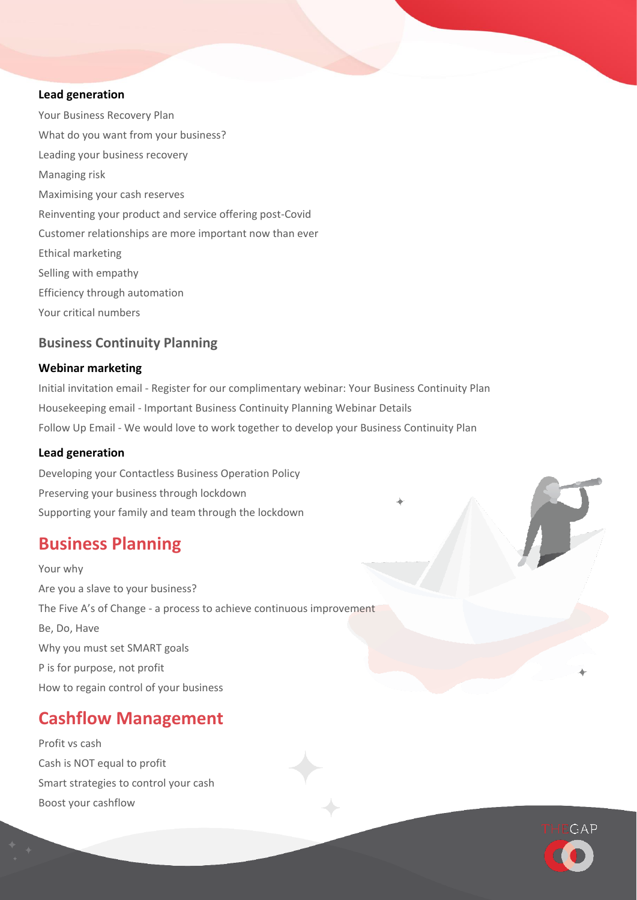#### Lead generation

Your Business Recovery Plan

What do you want from your business?

Leading your business recovery

Managing risk

Maximising your cash reserves

Reinventing your product and service offering post-Covid

Customer relationships are more important now than ever

Ethical marketing

Selling with empathy

Efficiency through automation

Your critical numbers

### Business Continuity Planning

#### Webinar marketing

Initial invitation email - Register for our complimentary webinar: Your Business Continuity Plan

Housekeeping email - Important Business Continuity Planning Webinar Details

Follow Up Email - We would love to work together to develop your Business Continuity Plan

#### Lead generation

Developing your Contactless Business Operation Policy

Preserving your business through lockdown

Supporting your family and team through the lockdown

## Business Planning

Your why

Are you a slave to your business?

The Five A's of Change - a process to achieve continuous improvement

Be, Do, Have

Why you must set SMART goals

P is for purpose, not profit

How to regain control of your business

## Cashflow Management

Profit vs cash

Cash is NOT equal to profit

Smart strategies to control your cash

Boost your cashflow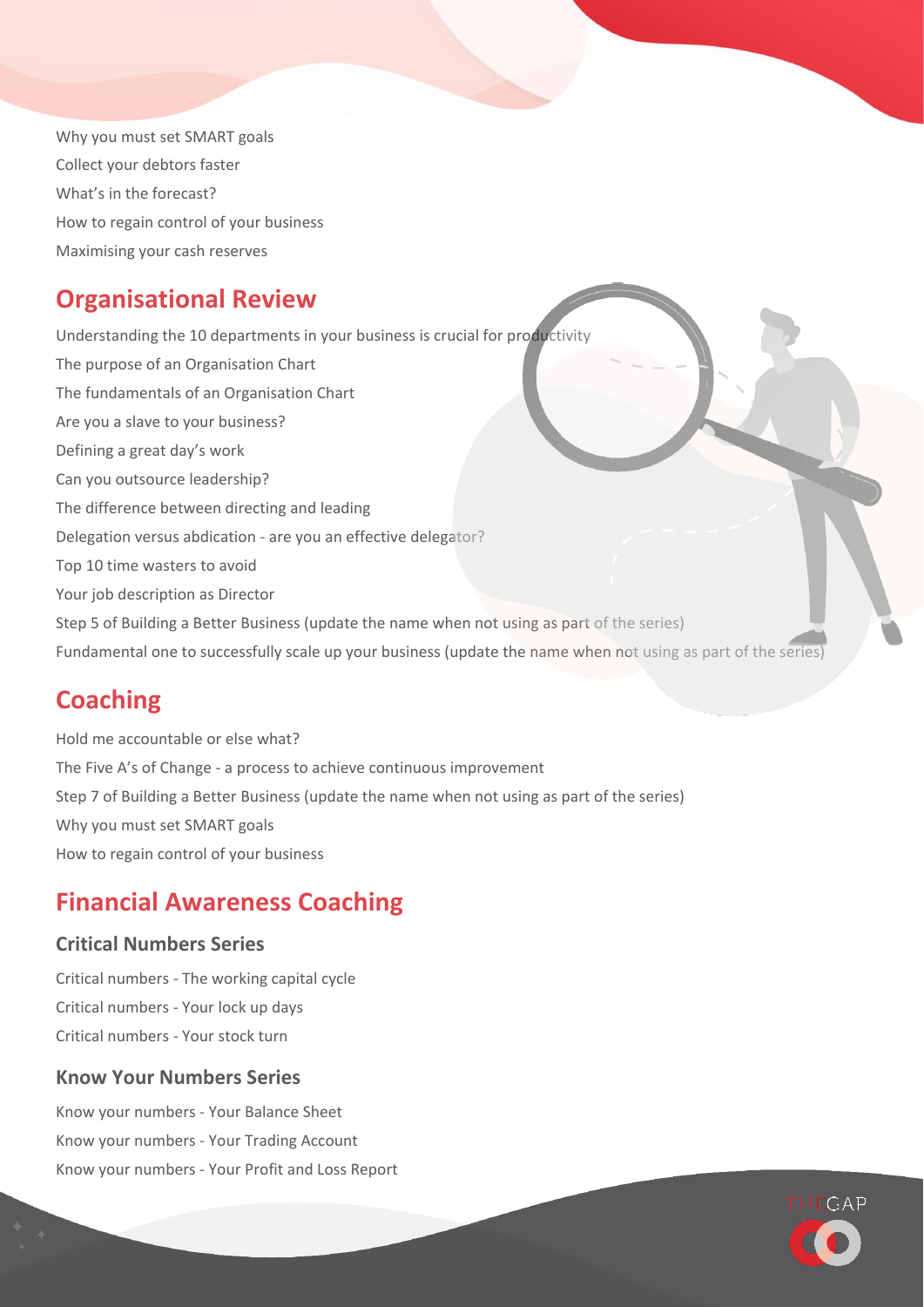Why you must set SMART goals

Collect your debtors faster

What's in the forecast?

How to regain control of your business

Maximising your cash reserves

## Organisational Review

Understanding the 10 departments in your business is crucial for productivity

The purpose of an Organisation Chart

The fundamentals of an Organisation Chart

Are you a slave to your business?

Defining a great day's work

Can you outsource leadership?

The difference between directing and leading

Delegation versus abdication - are you an effective delegator?

Top 10 time wasters to avoid

Your job description as Director

Step 5 of Building a Better Business (update the name when not using as part of the series)

Fundamental one to successfully scale up your business (update the name when not using as part of the series)

## Coaching

Hold me accountable or else what?

The Five A's of Change - a process to achieve continuous improvement

Step 7 of Building a Better Business (update the name when not using as part of the series)

Why you must set SMART goals

How to regain control of your business

## Financial Awareness Coaching

### Critical Numbers Series

Critical numbers - The working capital cycle

Critical numbers - Your lock up days

Critical numbers - Your stock turn

### Know Your Numbers Series

Know your numbers - Your Balance Sheet

Know your numbers - Your Trading Account

Know your numbers - Your Profit and Loss Report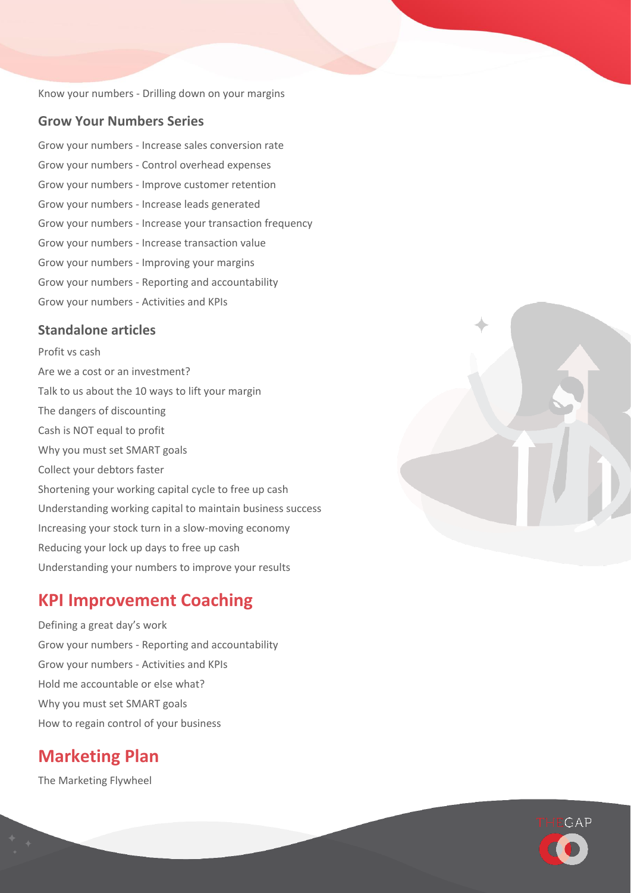Know your numbers - Drilling down on your margins

### Grow Your Numbers Series

Grow your numbers - Increase sales conversion rate

Grow your numbers - Control overhead expenses

Grow your numbers - Improve customer retention

Grow your numbers - Increase leads generated

Grow your numbers - Increase your transaction frequency

Grow your numbers - Increase transaction value

Grow your numbers - Improving your margins

Grow your numbers - Reporting and accountability

Grow your numbers - Activities and KPIs

### Standalone articles

Profit vs cash

Are we a cost or an investment?

Talk to us about the 10 ways to lift your margin

The dangers of discounting

Cash is NOT equal to profit

Why you must set SMART goals

Collect your debtors faster

Shortening your working capital cycle to free up cash

Understanding working capital to maintain business success

Increasing your stock turn in a slow-moving economy

Reducing your lock up days to free up cash

Understanding your numbers to improve your results

## KPI Improvement Coaching

Defining a great day's work

Grow your numbers - Reporting and accountability

Grow your numbers - Activities and KPIs

Hold me accountable or else what?

Why you must set SMART goals

How to regain control of your business

## Marketing Plan

The Marketing Flywheel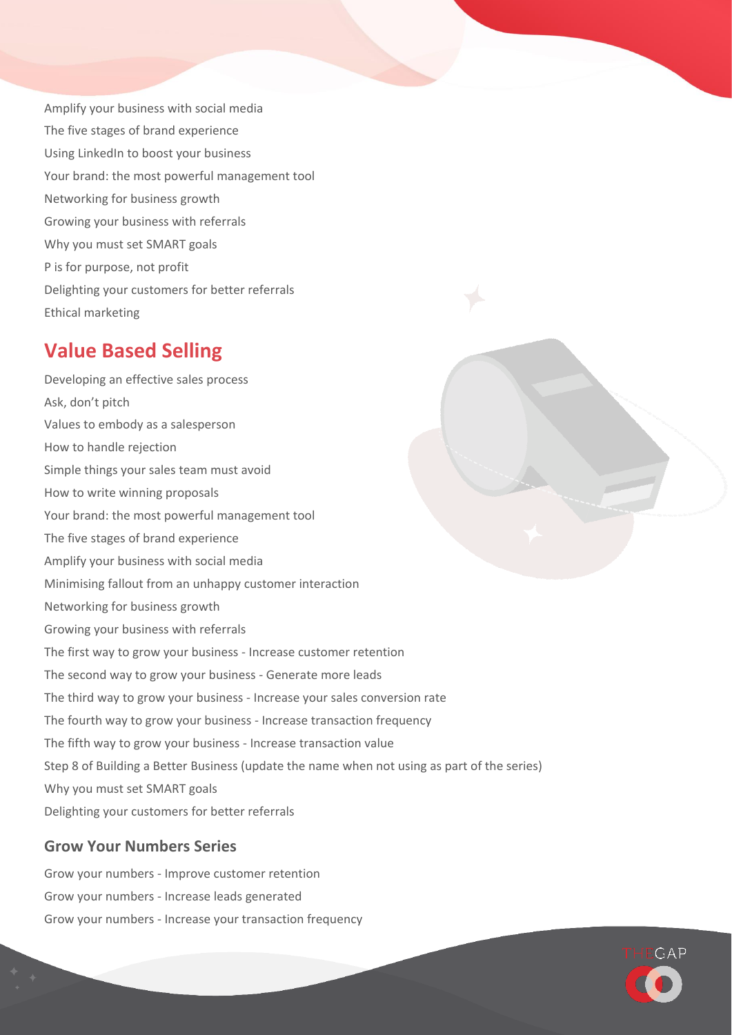Amplify your business with social media
The five stages of brand experience
Using LinkedIn to boost your business
Your brand: the most powerful management tool
Networking for business growth
Growing your business with referrals
Why you must set SMART goals
P is for purpose, not profit
Delighting your customers for better referrals
Ethical marketing

## Value Based Selling

Developing an effective sales process
Ask, don't pitch
Values to embody as a salesperson
How to handle rejection
Simple things your sales team must avoid
How to write winning proposals
Your brand: the most powerful management tool
The five stages of brand experience
Amplify your business with social media
Minimising fallout from an unhappy customer interaction
Networking for business growth
Growing your business with referrals
The first way to grow your business - Increase customer retention
The second way to grow your business - Generate more leads
The third way to grow your business - Increase your sales conversion rate
The fourth way to grow your business - Increase transaction frequency
The fifth way to grow your business - Increase transaction value
Step 8 of Building a Better Business (update the name when not using as part of the series)
Why you must set SMART goals
Delighting your customers for better referrals

### Grow Your Numbers Series

Grow your numbers - Improve customer retention
Grow your numbers - Increase leads generated
Grow your numbers - Increase your transaction frequency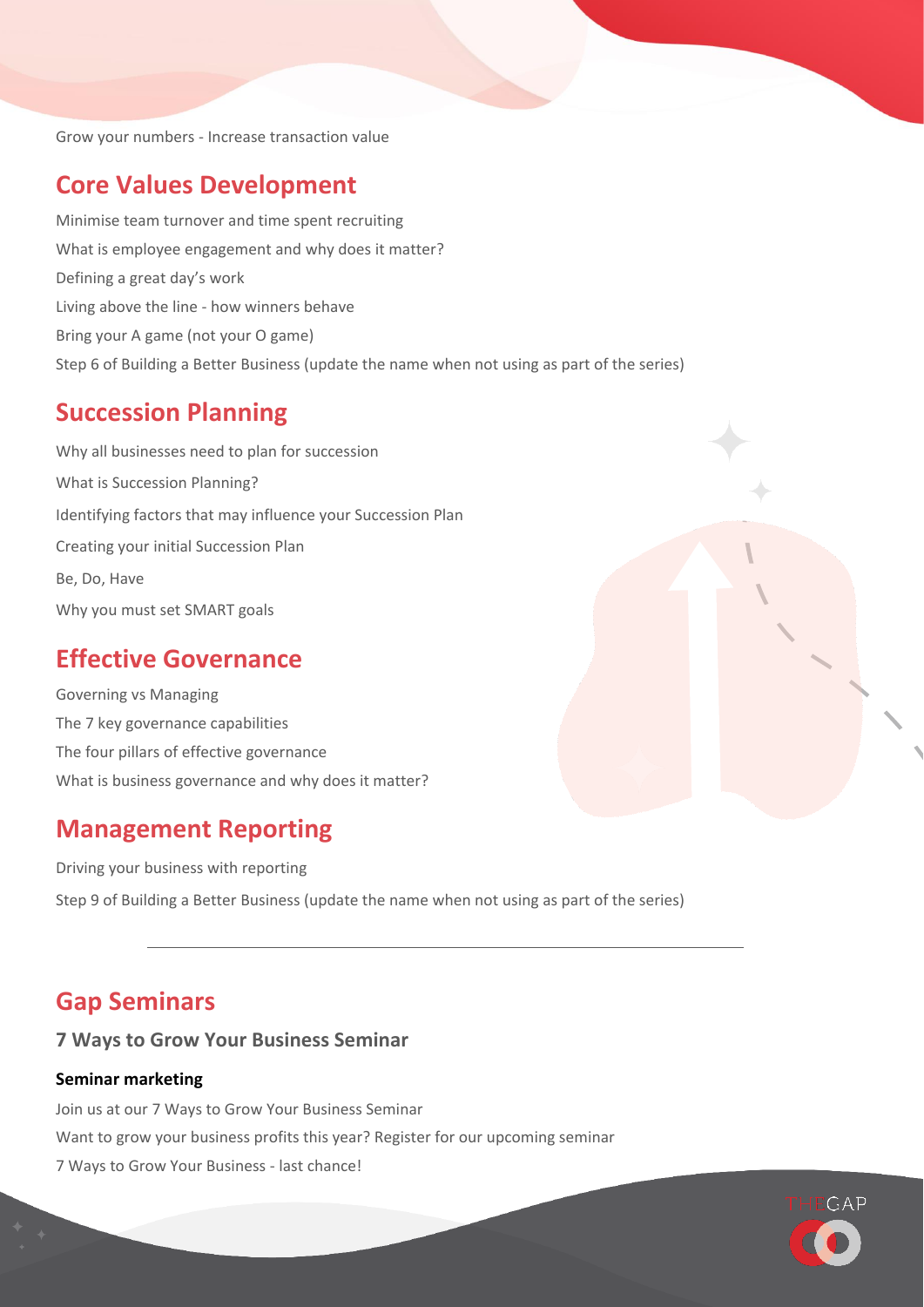Grow your numbers - Increase transaction value

## Core Values Development

Minimise team turnover and time spent recruiting

What is employee engagement and why does it matter?

Defining a great day's work

Living above the line - how winners behave

Bring your A game (not your O game)

Step 6 of Building a Better Business (update the name when not using as part of the series)

## Succession Planning

Why all businesses need to plan for succession

What is Succession Planning?

Identifying factors that may influence your Succession Plan

Creating your initial Succession Plan

Be, Do, Have

Why you must set SMART goals

## Effective Governance

Governing vs Managing

The 7 key governance capabilities

The four pillars of effective governance

What is business governance and why does it matter?

## Management Reporting

Driving your business with reporting

Step 9 of Building a Better Business (update the name when not using as part of the series)

---

## Gap Seminars

### 7 Ways to Grow Your Business Seminar

**Seminar marketing**

Join us at our 7 Ways to Grow Your Business Seminar

Want to grow your business profits this year? Register for our upcoming seminar

7 Ways to Grow Your Business - last chance!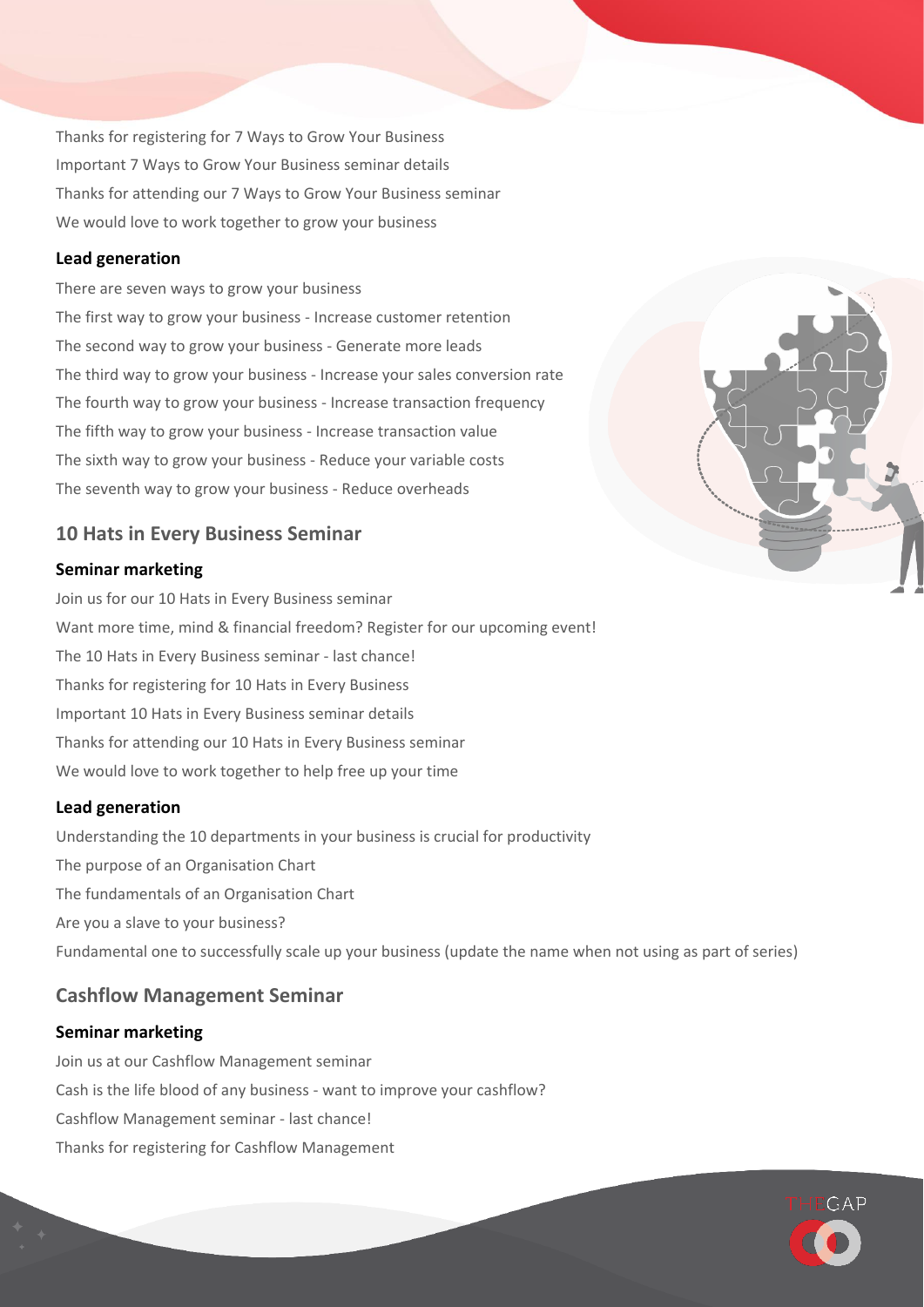Thanks for registering for 7 Ways to Grow Your Business

Important 7 Ways to Grow Your Business seminar details

Thanks for attending our 7 Ways to Grow Your Business seminar

We would love to work together to grow your business

### Lead generation

There are seven ways to grow your business

The first way to grow your business - Increase customer retention

The second way to grow your business - Generate more leads

The third way to grow your business - Increase your sales conversion rate

The fourth way to grow your business - Increase transaction frequency

The fifth way to grow your business - Increase transaction value

The sixth way to grow your business - Reduce your variable costs

The seventh way to grow your business - Reduce overheads

## 10 Hats in Every Business Seminar

### Seminar marketing

Join us for our 10 Hats in Every Business seminar

Want more time, mind & financial freedom? Register for our upcoming event!

The 10 Hats in Every Business seminar - last chance!

Thanks for registering for 10 Hats in Every Business

Important 10 Hats in Every Business seminar details

Thanks for attending our 10 Hats in Every Business seminar

We would love to work together to help free up your time

### Lead generation

Understanding the 10 departments in your business is crucial for productivity

The purpose of an Organisation Chart

The fundamentals of an Organisation Chart

Are you a slave to your business?

Fundamental one to successfully scale up your business (update the name when not using as part of series)

## Cashflow Management Seminar

### Seminar marketing

Join us at our Cashflow Management seminar

Cash is the life blood of any business - want to improve your cashflow?

Cashflow Management seminar - last chance!

Thanks for registering for Cashflow Management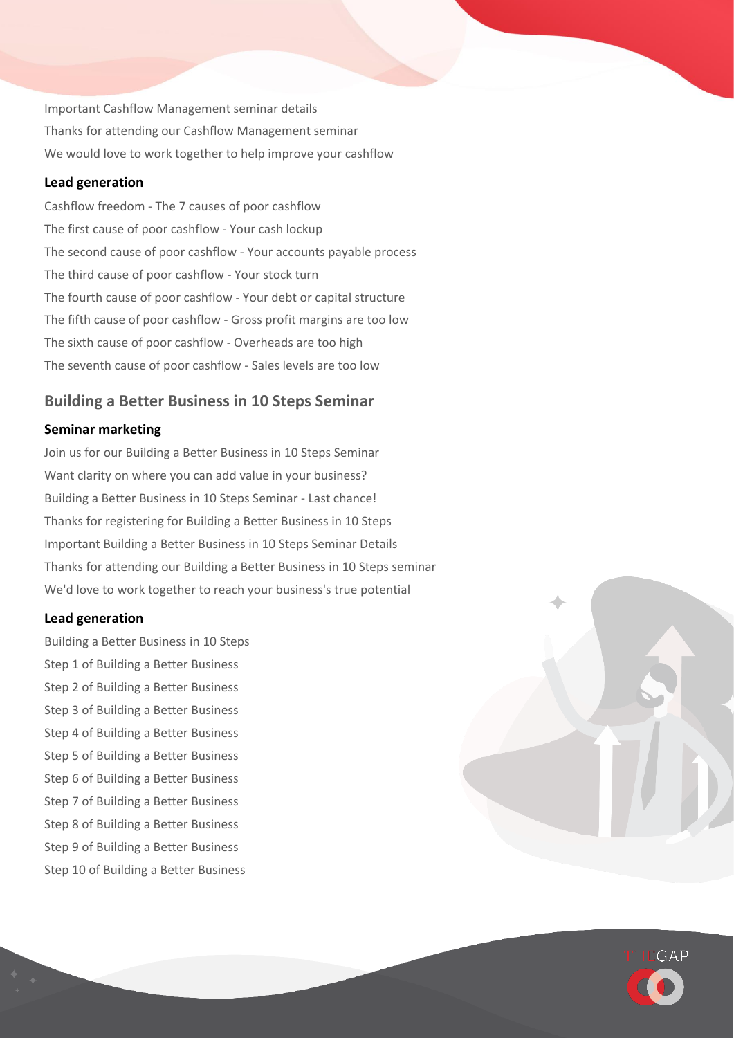Important Cashflow Management seminar details

Thanks for attending our Cashflow Management seminar

We would love to work together to help improve your cashflow

### Lead generation

Cashflow freedom - The 7 causes of poor cashflow

The first cause of poor cashflow - Your cash lockup

The second cause of poor cashflow - Your accounts payable process

The third cause of poor cashflow - Your stock turn

The fourth cause of poor cashflow - Your debt or capital structure

The fifth cause of poor cashflow - Gross profit margins are too low

The sixth cause of poor cashflow - Overheads are too high

The seventh cause of poor cashflow - Sales levels are too low

## Building a Better Business in 10 Steps Seminar

### Seminar marketing

Join us for our Building a Better Business in 10 Steps Seminar

Want clarity on where you can add value in your business?

Building a Better Business in 10 Steps Seminar - Last chance!

Thanks for registering for Building a Better Business in 10 Steps

Important Building a Better Business in 10 Steps Seminar Details

Thanks for attending our Building a Better Business in 10 Steps seminar

We'd love to work together to reach your business's true potential

### Lead generation

Building a Better Business in 10 Steps

Step 1 of Building a Better Business

Step 2 of Building a Better Business

Step 3 of Building a Better Business

Step 4 of Building a Better Business

Step 5 of Building a Better Business

Step 6 of Building a Better Business

Step 7 of Building a Better Business

Step 8 of Building a Better Business

Step 9 of Building a Better Business

Step 10 of Building a Better Business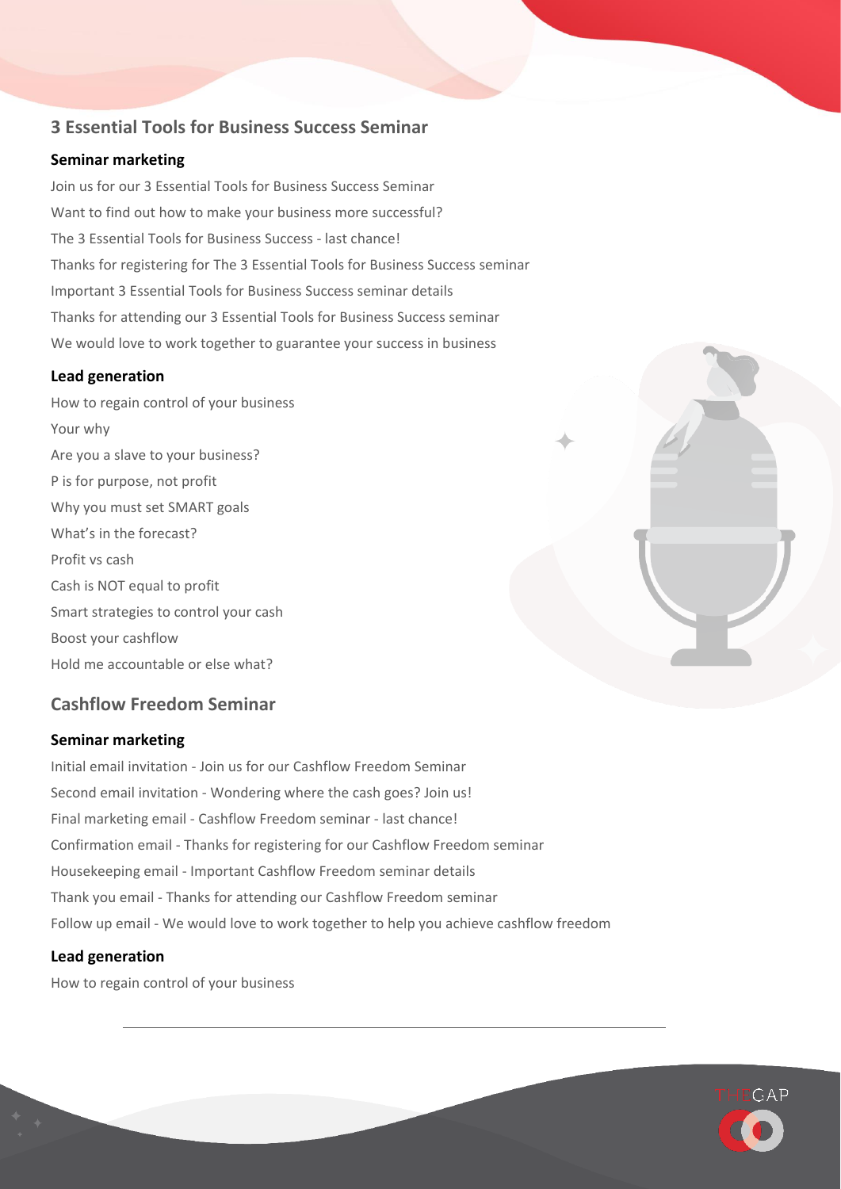## 3 Essential Tools for Business Success Seminar

### Seminar marketing

Join us for our 3 Essential Tools for Business Success Seminar

Want to find out how to make your business more successful?

The 3 Essential Tools for Business Success - last chance!

Thanks for registering for The 3 Essential Tools for Business Success seminar

Important 3 Essential Tools for Business Success seminar details

Thanks for attending our 3 Essential Tools for Business Success seminar

We would love to work together to guarantee your success in business

### Lead generation

How to regain control of your business

Your why

Are you a slave to your business?

P is for purpose, not profit

Why you must set SMART goals

What's in the forecast?

Profit vs cash

Cash is NOT equal to profit

Smart strategies to control your cash

Boost your cashflow

Hold me accountable or else what?

## Cashflow Freedom Seminar

### Seminar marketing

Initial email invitation - Join us for our Cashflow Freedom Seminar

Second email invitation - Wondering where the cash goes? Join us!

Final marketing email - Cashflow Freedom seminar - last chance!

Confirmation email - Thanks for registering for our Cashflow Freedom seminar

Housekeeping email - Important Cashflow Freedom seminar details

Thank you email - Thanks for attending our Cashflow Freedom seminar

Follow up email - We would love to work together to help you achieve cashflow freedom

### Lead generation

How to regain control of your business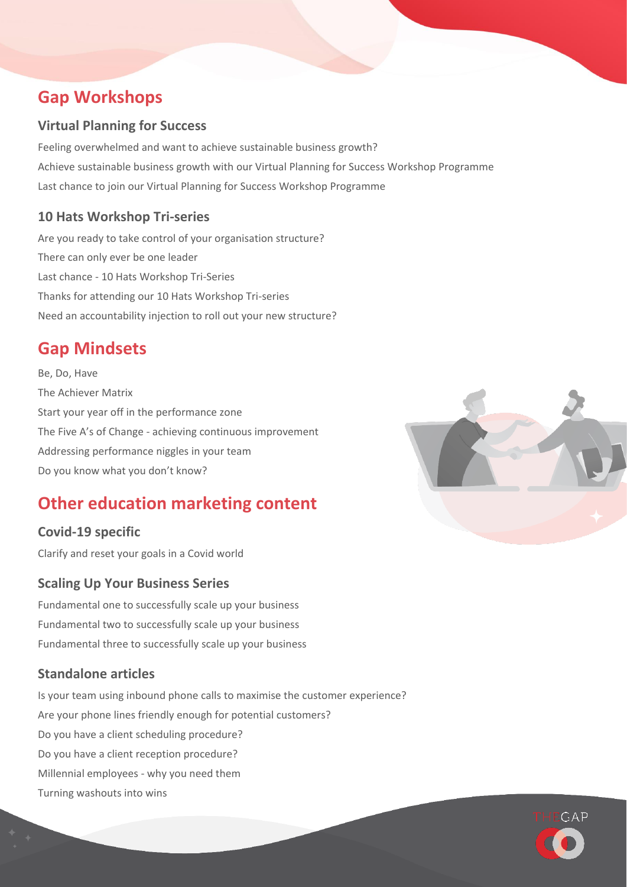## Gap Workshops

### Virtual Planning for Success

Feeling overwhelmed and want to achieve sustainable business growth?

Achieve sustainable business growth with our Virtual Planning for Success Workshop Programme

Last chance to join our Virtual Planning for Success Workshop Programme

### 10 Hats Workshop Tri-series

Are you ready to take control of your organisation structure?

There can only ever be one leader

Last chance - 10 Hats Workshop Tri-Series

Thanks for attending our 10 Hats Workshop Tri-series

Need an accountability injection to roll out your new structure?

## Gap Mindsets

Be, Do, Have

The Achiever Matrix

Start your year off in the performance zone

The Five A's of Change - achieving continuous improvement

Addressing performance niggles in your team

Do you know what you don't know?

## Other education marketing content

### Covid-19 specific

Clarify and reset your goals in a Covid world

### Scaling Up Your Business Series

Fundamental one to successfully scale up your business

Fundamental two to successfully scale up your business

Fundamental three to successfully scale up your business

### Standalone articles

Is your team using inbound phone calls to maximise the customer experience?

Are your phone lines friendly enough for potential customers?

Do you have a client scheduling procedure?

Do you have a client reception procedure?

Millennial employees - why you need them

Turning washouts into wins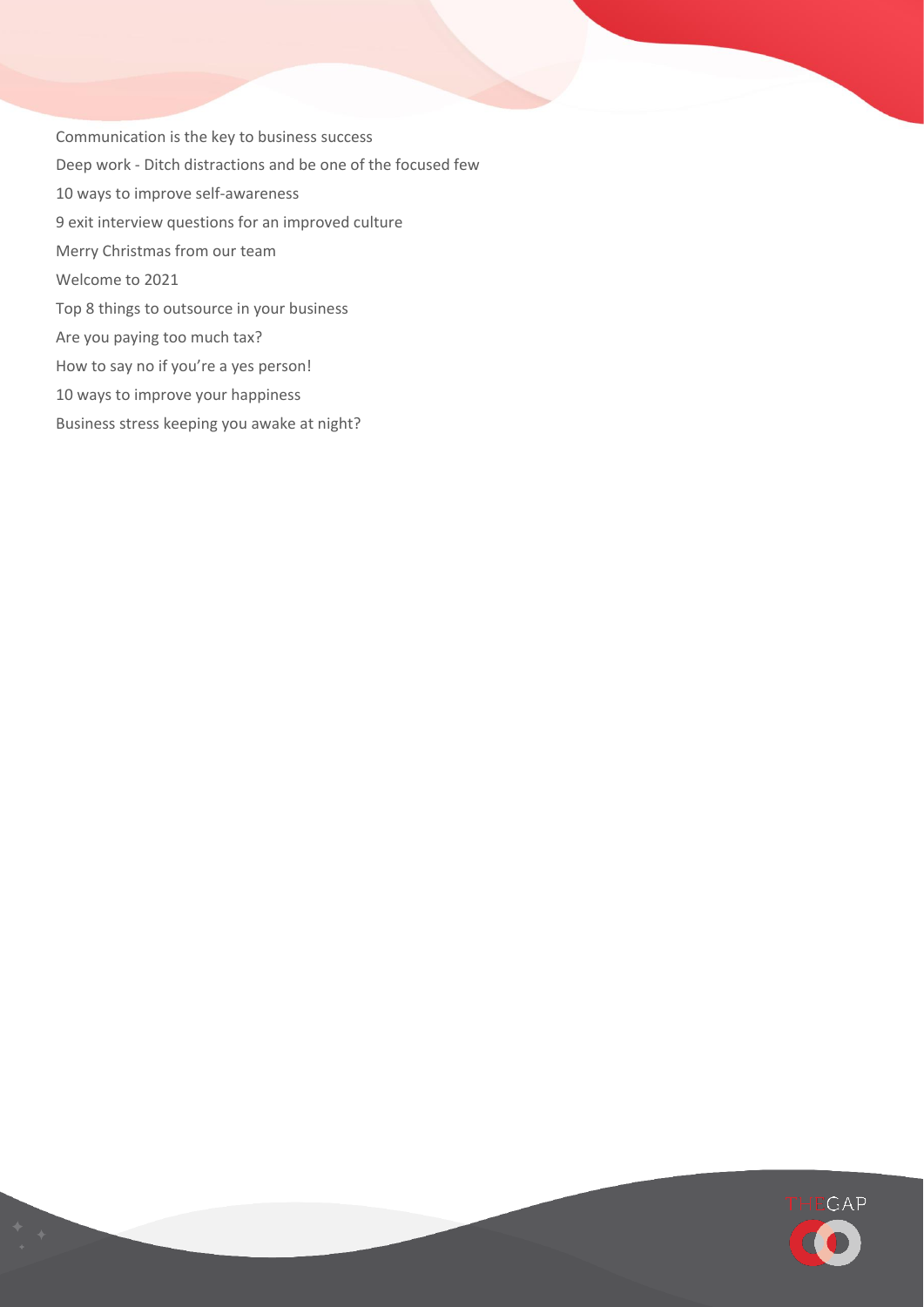Communication is the key to business success

Deep work - Ditch distractions and be one of the focused few

10 ways to improve self-awareness

9 exit interview questions for an improved culture

Merry Christmas from our team

Welcome to 2021

Top 8 things to outsource in your business

Are you paying too much tax?

How to say no if you're a yes person!

10 ways to improve your happiness

Business stress keeping you awake at night?